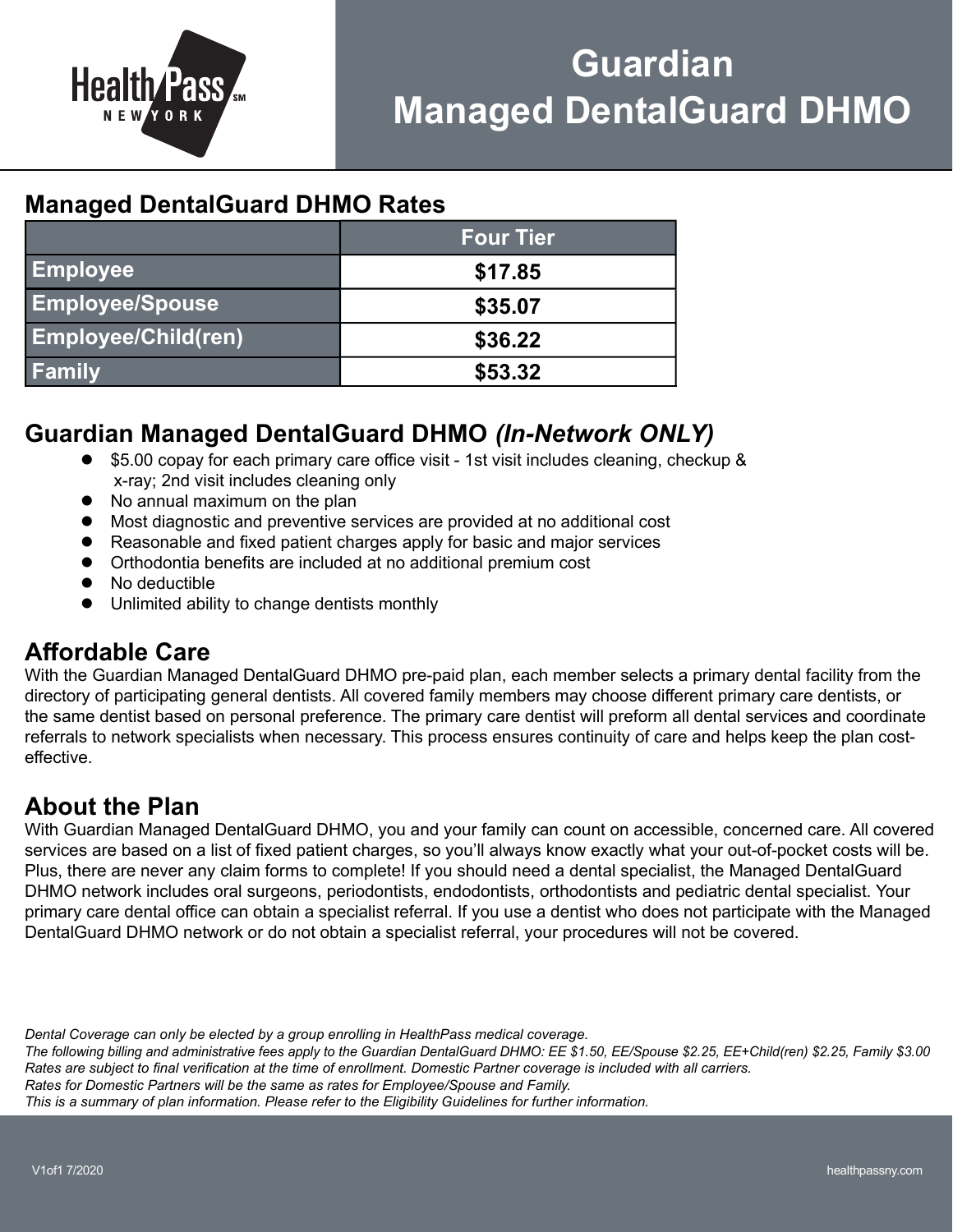# Guardian Managed DentalGuard DHMO

## Managed DentalGuard DHMO Rates

| | Four Tier |
|---|---|
| Employee | $17.85 |
| Employee/Spouse | $35.07 |
| Employee/Child(ren) | $36.22 |
| Family | $53.32 |

## Guardian Managed DentalGuard DHMO *(In-Network ONLY)*

- $5.00 copay for each primary care office visit - 1st visit includes cleaning, checkup & x-ray; 2nd visit includes cleaning only
- No annual maximum on the plan
- Most diagnostic and preventive services are provided at no additional cost
- Reasonable and fixed patient charges apply for basic and major services
- Orthodontia benefits are included at no additional premium cost
- No deductible
- Unlimited ability to change dentists monthly

## Affordable Care

With the Guardian Managed DentalGuard DHMO pre-paid plan, each member selects a primary dental facility from the directory of participating general dentists. All covered family members may choose different primary care dentists, or the same dentist based on personal preference. The primary care dentist will preform all dental services and coordinate referrals to network specialists when necessary. This process ensures continuity of care and helps keep the plan cost-effective.

## About the Plan

With Guardian Managed DentalGuard DHMO, you and your family can count on accessible, concerned care. All covered services are based on a list of fixed patient charges, so you'll always know exactly what your out-of-pocket costs will be. Plus, there are never any claim forms to complete! If you should need a dental specialist, the Managed DentalGuard DHMO network includes oral surgeons, periodontists, endodontists, orthodontists and pediatric dental specialist. Your primary care dental office can obtain a specialist referral. If you use a dentist who does not participate with the Managed DentalGuard DHMO network or do not obtain a specialist referral, your procedures will not be covered.

*Dental Coverage can only be elected by a group enrolling in HealthPass medical coverage.*
*The following billing and administrative fees apply to the Guardian DentalGuard DHMO: EE $1.50, EE/Spouse $2.25, EE+Child(ren) $2.25, Family $3.00*
*Rates are subject to final verification at the time of enrollment. Domestic Partner coverage is included with all carriers.*
*Rates for Domestic Partners will be the same as rates for Employee/Spouse and Family.*
*This is a summary of plan information. Please refer to the Eligibility Guidelines for further information.*

V1of1 7/2020

healthpassny.com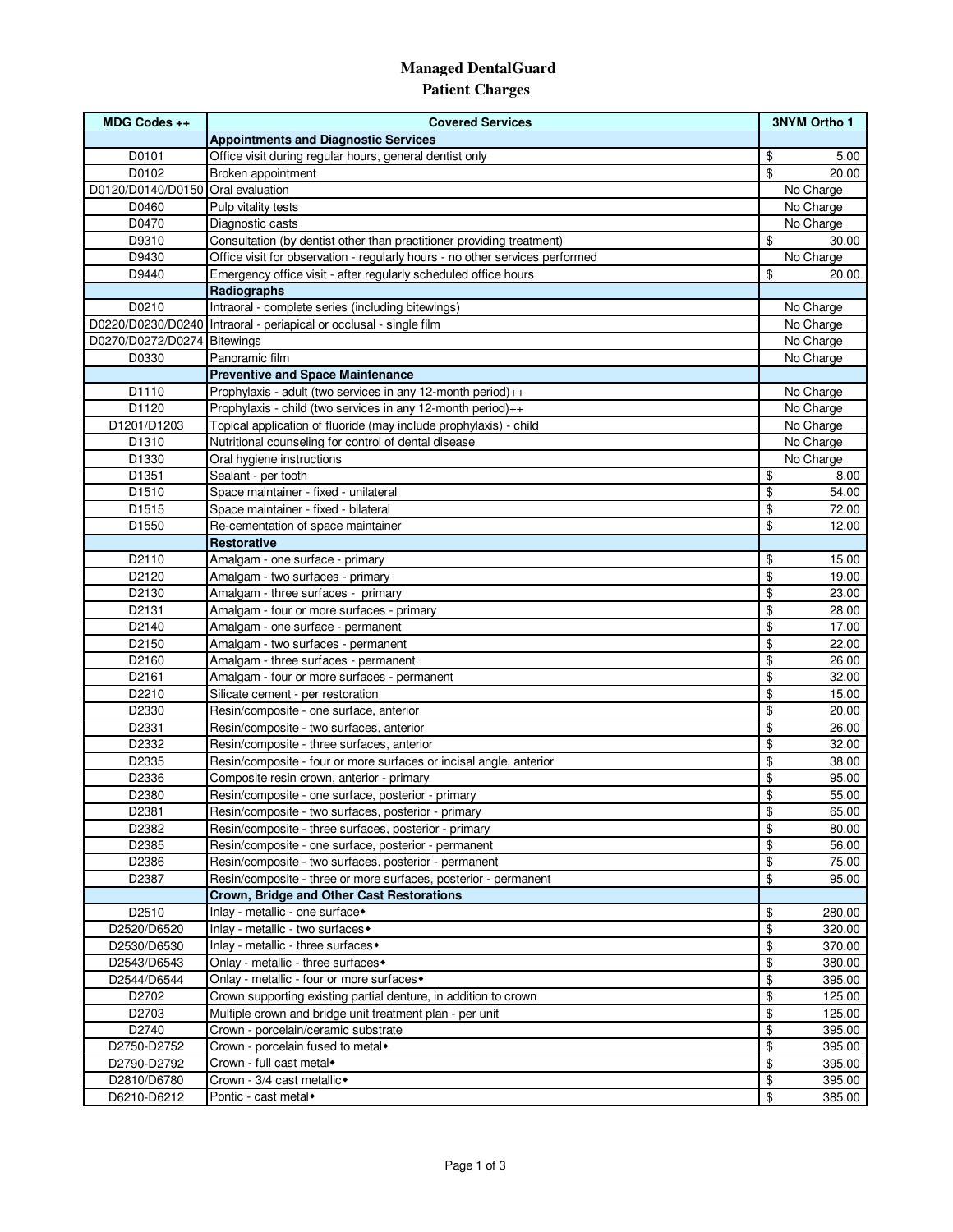# Managed DentalGuard

## Patient Charges

| MDG Codes ++ | Covered Services | 3NYM Ortho 1 |
|---|---|---|
| | **Appointments and Diagnostic Services** | |
| D0101 | Office visit during regular hours, general dentist only | $ 5.00 |
| D0102 | Broken appointment | $ 20.00 |
| D0120/D0140/D0150 | Oral evaluation | No Charge |
| D0460 | Pulp vitality tests | No Charge |
| D0470 | Diagnostic casts | No Charge |
| D9310 | Consultation (by dentist other than practitioner providing treatment) | $ 30.00 |
| D9430 | Office visit for observation - regularly hours - no other services performed | No Charge |
| D9440 | Emergency office visit - after regularly scheduled office hours | $ 20.00 |
| | **Radiographs** | |
| D0210 | Intraoral - complete series (including bitewings) | No Charge |
| D0220/D0230/D0240 | Intraoral - periapical or occlusal - single film | No Charge |
| D0270/D0272/D0274 | Bitewings | No Charge |
| D0330 | Panoramic film | No Charge |
| | **Preventive and Space Maintenance** | |
| D1110 | Prophylaxis - adult (two services in any 12-month period)++ | No Charge |
| D1120 | Prophylaxis - child (two services in any 12-month period)++ | No Charge |
| D1201/D1203 | Topical application of fluoride (may include prophylaxis) - child | No Charge |
| D1310 | Nutritional counseling for control of dental disease | No Charge |
| D1330 | Oral hygiene instructions | No Charge |
| D1351 | Sealant - per tooth | $ 8.00 |
| D1510 | Space maintainer - fixed - unilateral | $ 54.00 |
| D1515 | Space maintainer - fixed - bilateral | $ 72.00 |
| D1550 | Re-cementation of space maintainer | $ 12.00 |
| | **Restorative** | |
| D2110 | Amalgam - one surface - primary | $ 15.00 |
| D2120 | Amalgam - two surfaces - primary | $ 19.00 |
| D2130 | Amalgam - three surfaces - primary | $ 23.00 |
| D2131 | Amalgam - four or more surfaces - primary | $ 28.00 |
| D2140 | Amalgam - one surface - permanent | $ 17.00 |
| D2150 | Amalgam - two surfaces - permanent | $ 22.00 |
| D2160 | Amalgam - three surfaces - permanent | $ 26.00 |
| D2161 | Amalgam - four or more surfaces - permanent | $ 32.00 |
| D2210 | Silicate cement - per restoration | $ 15.00 |
| D2330 | Resin/composite - one surface, anterior | $ 20.00 |
| D2331 | Resin/composite - two surfaces, anterior | $ 26.00 |
| D2332 | Resin/composite - three surfaces, anterior | $ 32.00 |
| D2335 | Resin/composite - four or more surfaces or incisal angle, anterior | $ 38.00 |
| D2336 | Composite resin crown, anterior - primary | $ 95.00 |
| D2380 | Resin/composite - one surface, posterior - primary | $ 55.00 |
| D2381 | Resin/composite - two surfaces, posterior - primary | $ 65.00 |
| D2382 | Resin/composite - three surfaces, posterior - primary | $ 80.00 |
| D2385 | Resin/composite - one surface, posterior - permanent | $ 56.00 |
| D2386 | Resin/composite - two surfaces, posterior - permanent | $ 75.00 |
| D2387 | Resin/composite - three or more surfaces, posterior - permanent | $ 95.00 |
| | **Crown, Bridge and Other Cast Restorations** | |
| D2510 | Inlay - metallic - one surface◆ | $ 280.00 |
| D2520/D6520 | Inlay - metallic - two surfaces◆ | $ 320.00 |
| D2530/D6530 | Inlay - metallic - three surfaces◆ | $ 370.00 |
| D2543/D6543 | Onlay - metallic - three surfaces◆ | $ 380.00 |
| D2544/D6544 | Onlay - metallic - four or more surfaces◆ | $ 395.00 |
| D2702 | Crown supporting existing partial denture, in addition to crown | $ 125.00 |
| D2703 | Multiple crown and bridge unit treatment plan - per unit | $ 125.00 |
| D2740 | Crown - porcelain/ceramic substrate | $ 395.00 |
| D2750-D2752 | Crown - porcelain fused to metal◆ | $ 395.00 |
| D2790-D2792 | Crown - full cast metal◆ | $ 395.00 |
| D2810/D6780 | Crown - 3/4 cast metallic◆ | $ 395.00 |
| D6210-D6212 | Pontic - cast metal◆ | $ 385.00 |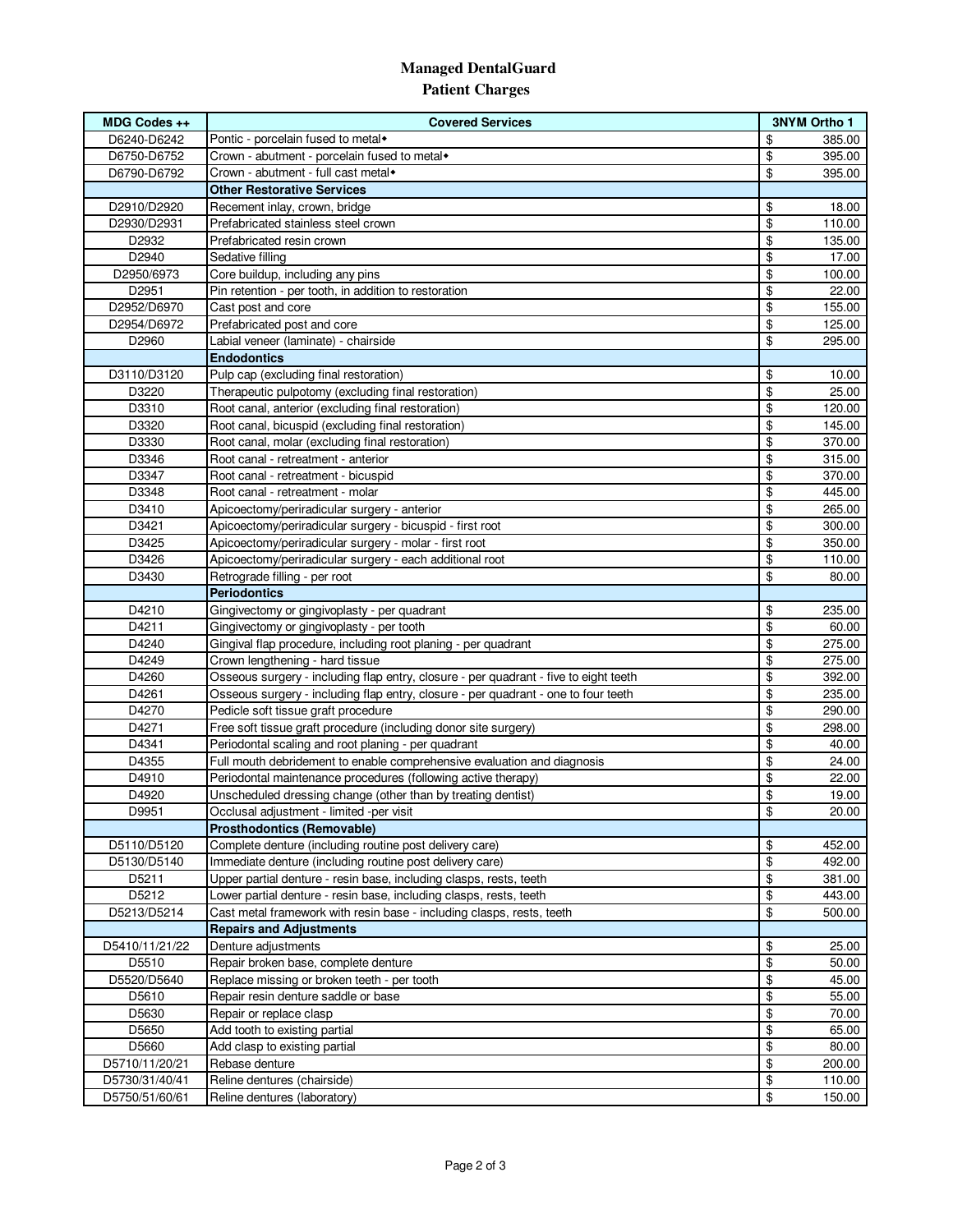# Managed DentalGuard

## Patient Charges

| MDG Codes ++ | Covered Services | 3NYM Ortho 1 |
|---|---|---|
| D6240-D6242 | Pontic - porcelain fused to metal◆ | $ 385.00 |
| D6750-D6752 | Crown - abutment - porcelain fused to metal◆ | $ 395.00 |
| D6790-D6792 | Crown - abutment - full cast metal◆ | $ 395.00 |
| | **Other Restorative Services** | |
| D2910/D2920 | Recement inlay, crown, bridge | $ 18.00 |
| D2930/D2931 | Prefabricated stainless steel crown | $ 110.00 |
| D2932 | Prefabricated resin crown | $ 135.00 |
| D2940 | Sedative filling | $ 17.00 |
| D2950/6973 | Core buildup, including any pins | $ 100.00 |
| D2951 | Pin retention - per tooth, in addition to restoration | $ 22.00 |
| D2952/D6970 | Cast post and core | $ 155.00 |
| D2954/D6972 | Prefabricated post and core | $ 125.00 |
| D2960 | Labial veneer (laminate) - chairside | $ 295.00 |
| | **Endodontics** | |
| D3110/D3120 | Pulp cap (excluding final restoration) | $ 10.00 |
| D3220 | Therapeutic pulpotomy (excluding final restoration) | $ 25.00 |
| D3310 | Root canal, anterior (excluding final restoration) | $ 120.00 |
| D3320 | Root canal, bicuspid (excluding final restoration) | $ 145.00 |
| D3330 | Root canal, molar (excluding final restoration) | $ 370.00 |
| D3346 | Root canal - retreatment - anterior | $ 315.00 |
| D3347 | Root canal - retreatment - bicuspid | $ 370.00 |
| D3348 | Root canal - retreatment - molar | $ 445.00 |
| D3410 | Apicoectomy/periradicular surgery - anterior | $ 265.00 |
| D3421 | Apicoectomy/periradicular surgery - bicuspid - first root | $ 300.00 |
| D3425 | Apicoectomy/periradicular surgery - molar - first root | $ 350.00 |
| D3426 | Apicoectomy/periradicular surgery - each additional root | $ 110.00 |
| D3430 | Retrograde filling - per root | $ 80.00 |
| | **Periodontics** | |
| D4210 | Gingivectomy or gingivoplasty - per quadrant | $ 235.00 |
| D4211 | Gingivectomy or gingivoplasty - per tooth | $ 60.00 |
| D4240 | Gingival flap procedure, including root planing - per quadrant | $ 275.00 |
| D4249 | Crown lengthening - hard tissue | $ 275.00 |
| D4260 | Osseous surgery - including flap entry, closure - per quadrant - five to eight teeth | $ 392.00 |
| D4261 | Osseous surgery - including flap entry, closure - per quadrant - one to four teeth | $ 235.00 |
| D4270 | Pedicle soft tissue graft procedure | $ 290.00 |
| D4271 | Free soft tissue graft procedure (including donor site surgery) | $ 298.00 |
| D4341 | Periodontal scaling and root planing - per quadrant | $ 40.00 |
| D4355 | Full mouth debridement to enable comprehensive evaluation and diagnosis | $ 24.00 |
| D4910 | Periodontal maintenance procedures (following active therapy) | $ 22.00 |
| D4920 | Unscheduled dressing change (other than by treating dentist) | $ 19.00 |
| D9951 | Occlusal adjustment - limited -per visit | $ 20.00 |
| | **Prosthodontics (Removable)** | |
| D5110/D5120 | Complete denture (including routine post delivery care) | $ 452.00 |
| D5130/D5140 | Immediate denture (including routine post delivery care) | $ 492.00 |
| D5211 | Upper partial denture - resin base, including clasps, rests, teeth | $ 381.00 |
| D5212 | Lower partial denture - resin base, including clasps, rests, teeth | $ 443.00 |
| D5213/D5214 | Cast metal framework with resin base - including clasps, rests, teeth | $ 500.00 |
| | **Repairs and Adjustments** | |
| D5410/11/21/22 | Denture adjustments | $ 25.00 |
| D5510 | Repair broken base, complete denture | $ 50.00 |
| D5520/D5640 | Replace missing or broken teeth - per tooth | $ 45.00 |
| D5610 | Repair resin denture saddle or base | $ 55.00 |
| D5630 | Repair or replace clasp | $ 70.00 |
| D5650 | Add tooth to existing partial | $ 65.00 |
| D5660 | Add clasp to existing partial | $ 80.00 |
| D5710/11/20/21 | Rebase denture | $ 200.00 |
| D5730/31/40/41 | Reline dentures (chairside) | $ 110.00 |
| D5750/51/60/61 | Reline dentures (laboratory) | $ 150.00 |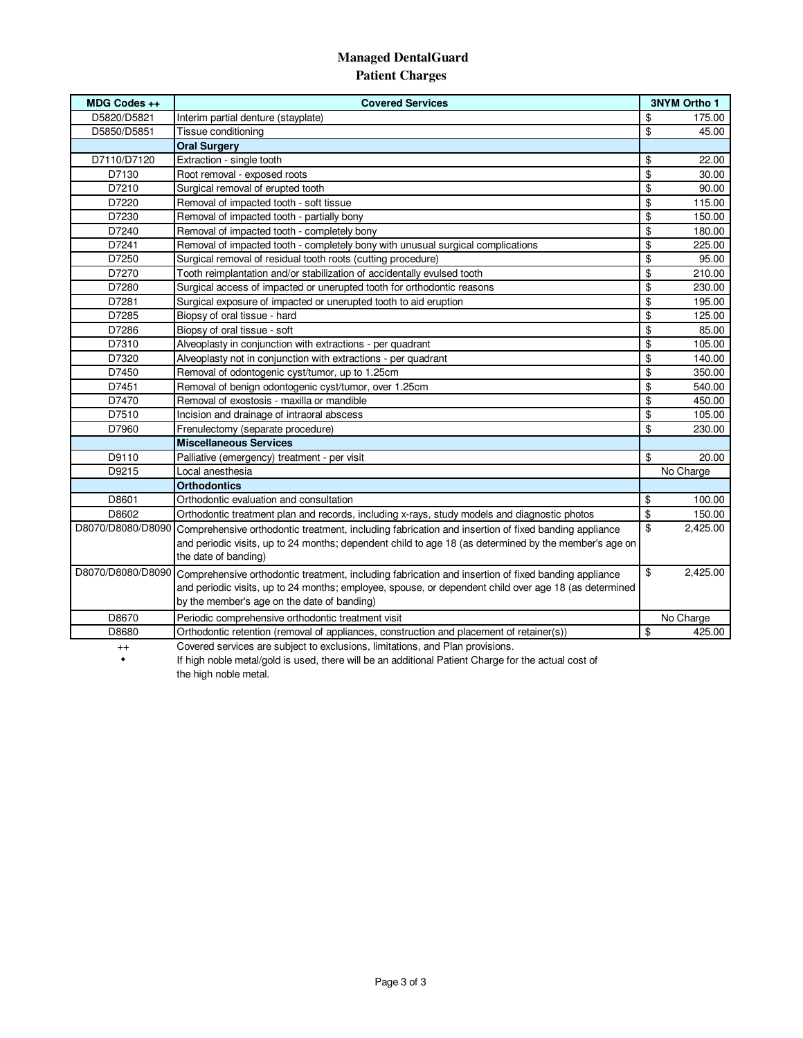**Managed DentalGuard**
**Patient Charges**

| MDG Codes ++ | Covered Services | 3NYM Ortho 1 |
|---|---|---|
| D5820/D5821 | Interim partial denture (stayplate) | $ 175.00 |
| D5850/D5851 | Tissue conditioning | $ 45.00 |
| | **Oral Surgery** | |
| D7110/D7120 | Extraction - single tooth | $ 22.00 |
| D7130 | Root removal - exposed roots | $ 30.00 |
| D7210 | Surgical removal of erupted tooth | $ 90.00 |
| D7220 | Removal of impacted tooth - soft tissue | $ 115.00 |
| D7230 | Removal of impacted tooth - partially bony | $ 150.00 |
| D7240 | Removal of impacted tooth - completely bony | $ 180.00 |
| D7241 | Removal of impacted tooth - completely bony with unusual surgical complications | $ 225.00 |
| D7250 | Surgical removal of residual tooth roots (cutting procedure) | $ 95.00 |
| D7270 | Tooth reimplantation and/or stabilization of accidentally evulsed tooth | $ 210.00 |
| D7280 | Surgical access of impacted or unerupted tooth for orthodontic reasons | $ 230.00 |
| D7281 | Surgical exposure of impacted or unerupted tooth to aid eruption | $ 195.00 |
| D7285 | Biopsy of oral tissue - hard | $ 125.00 |
| D7286 | Biopsy of oral tissue - soft | $ 85.00 |
| D7310 | Alveoplasty in conjunction with extractions - per quadrant | $ 105.00 |
| D7320 | Alveoplasty not in conjunction with extractions - per quadrant | $ 140.00 |
| D7450 | Removal of odontogenic cyst/tumor, up to 1.25cm | $ 350.00 |
| D7451 | Removal of benign odontogenic cyst/tumor, over 1.25cm | $ 540.00 |
| D7470 | Removal of exostosis - maxilla or mandible | $ 450.00 |
| D7510 | Incision and drainage of intraoral abscess | $ 105.00 |
| D7960 | Frenulectomy (separate procedure) | $ 230.00 |
| | **Miscellaneous Services** | |
| D9110 | Palliative (emergency) treatment - per visit | $ 20.00 |
| D9215 | Local anesthesia | No Charge |
| | **Orthodontics** | |
| D8601 | Orthodontic evaluation and consultation | $ 100.00 |
| D8602 | Orthodontic treatment plan and records, including x-rays, study models and diagnostic photos | $ 150.00 |
| D8070/D8080/D8090 | Comprehensive orthodontic treatment, including fabrication and insertion of fixed banding appliance and periodic visits, up to 24 months; dependent child to age 18 (as determined by the member's age on the date of banding) | $ 2,425.00 |
| D8070/D8080/D8090 | Comprehensive orthodontic treatment, including fabrication and insertion of fixed banding appliance and periodic visits, up to 24 months; employee, spouse, or dependent child over age 18 (as determined by the member's age on the date of banding) | $ 2,425.00 |
| D8670 | Periodic comprehensive orthodontic treatment visit | No Charge |
| D8680 | Orthodontic retention (removal of appliances, construction and placement of retainer(s)) | $ 425.00 |

++ Covered services are subject to exclusions, limitations, and Plan provisions.

◆ If high noble metal/gold is used, there will be an additional Patient Charge for the actual cost of the high noble metal.